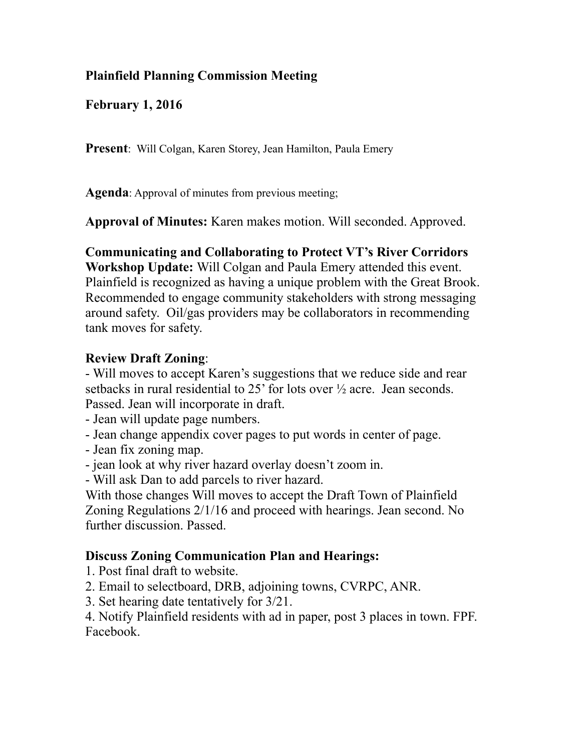**Plainfield Planning Commission Meeting**

**February 1, 2016**

**Present**: Will Colgan, Karen Storey, Jean Hamilton, Paula Emery

**Agenda**: Approval of minutes from previous meeting;

**Approval of Minutes:** Karen makes motion. Will seconded. Approved.

**Communicating and Collaborating to Protect VT's River Corridors Workshop Update:** Will Colgan and Paula Emery attended this event. Plainfield is recognized as having a unique problem with the Great Brook. Recommended to engage community stakeholders with strong messaging around safety. Oil/gas providers may be collaborators in recommending tank moves for safety.

**Review Draft Zoning**:

- Will moves to accept Karen's suggestions that we reduce side and rear setbacks in rural residential to 25' for lots over ½ acre. Jean seconds. Passed. Jean will incorporate in draft.
- Jean will update page numbers.
- Jean change appendix cover pages to put words in center of page.
- Jean fix zoning map.
- jean look at why river hazard overlay doesn't zoom in.
- Will ask Dan to add parcels to river hazard.

With those changes Will moves to accept the Draft Town of Plainfield Zoning Regulations 2/1/16 and proceed with hearings. Jean second. No further discussion. Passed.

**Discuss Zoning Communication Plan and Hearings:**

1. Post final draft to website.
2. Email to selectboard, DRB, adjoining towns, CVRPC, ANR.
3. Set hearing date tentatively for 3/21.
4. Notify Plainfield residents with ad in paper, post 3 places in town. FPF. Facebook.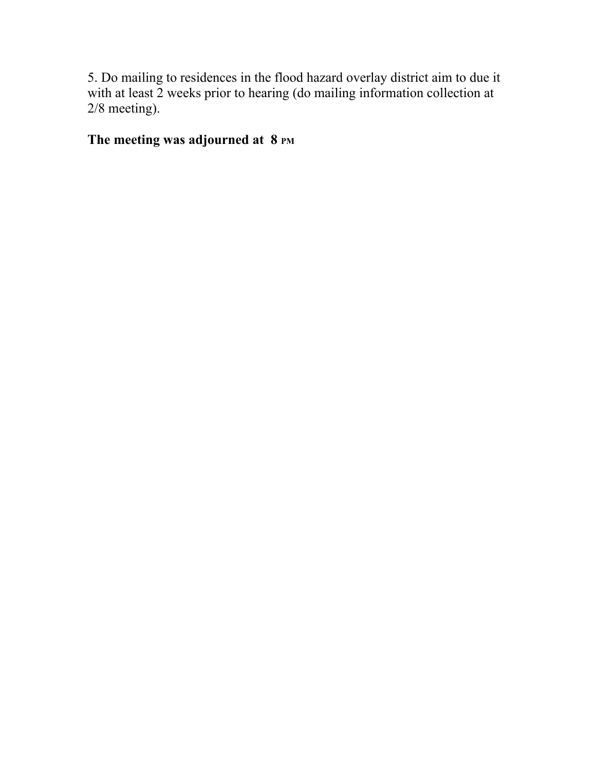5. Do mailing to residences in the flood hazard overlay district aim to due it with at least 2 weeks prior to hearing (do mailing information collection at 2/8 meeting).

**The meeting was adjourned at 8 PM**